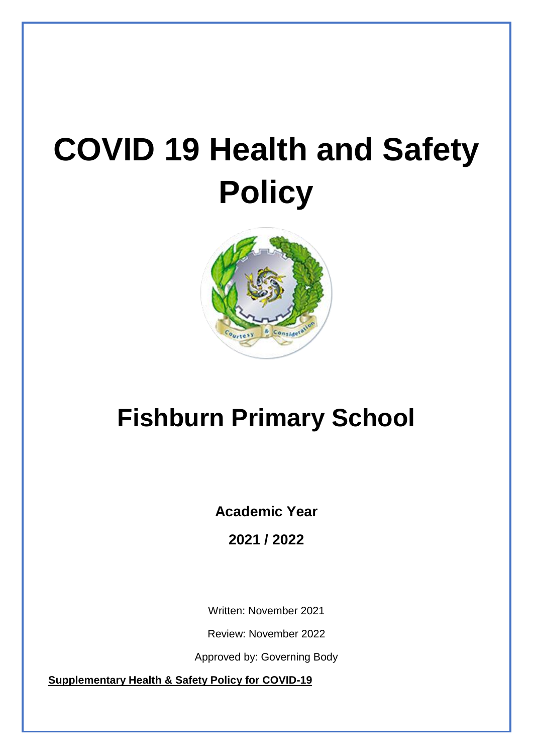# COVID 19 Health and Safety Policy

# Fishburn Primary School

**Academic Year**

**2021 / 2022**

Written: November 2021

Review: November 2022

Approved by: Governing Body

**Supplementary Health & Safety Policy for COVID-19**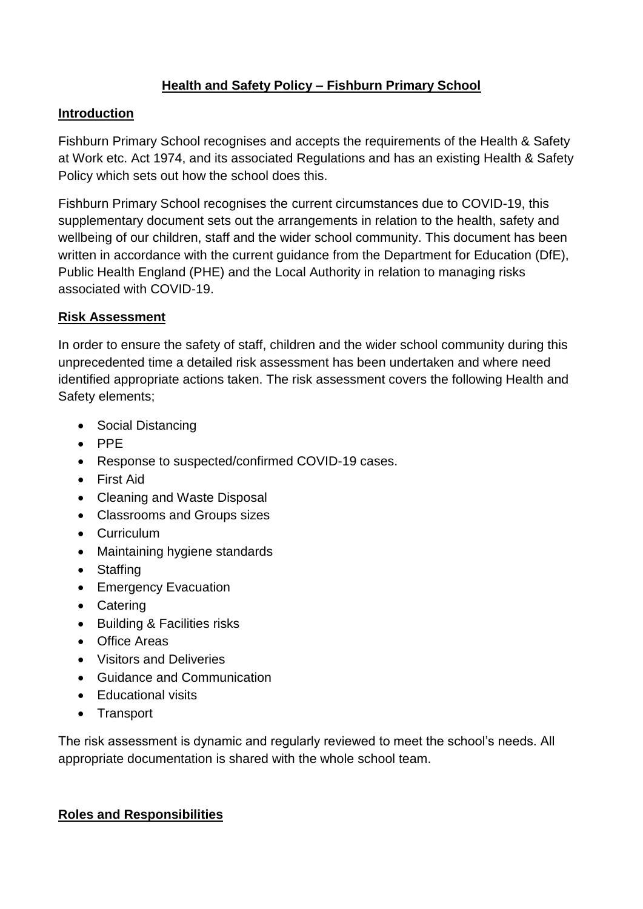## Health and Safety Policy – Fishburn Primary School

### Introduction

Fishburn Primary School recognises and accepts the requirements of the Health & Safety at Work etc. Act 1974, and its associated Regulations and has an existing Health & Safety Policy which sets out how the school does this.

Fishburn Primary School recognises the current circumstances due to COVID-19, this supplementary document sets out the arrangements in relation to the health, safety and wellbeing of our children, staff and the wider school community. This document has been written in accordance with the current guidance from the Department for Education (DfE), Public Health England (PHE) and the Local Authority in relation to managing risks associated with COVID-19.

### Risk Assessment

In order to ensure the safety of staff, children and the wider school community during this unprecedented time a detailed risk assessment has been undertaken and where need identified appropriate actions taken. The risk assessment covers the following Health and Safety elements;

- Social Distancing
- PPE
- Response to suspected/confirmed COVID-19 cases.
- First Aid
- Cleaning and Waste Disposal
- Classrooms and Groups sizes
- Curriculum
- Maintaining hygiene standards
- Staffing
- Emergency Evacuation
- Catering
- Building & Facilities risks
- Office Areas
- Visitors and Deliveries
- Guidance and Communication
- Educational visits
- Transport

The risk assessment is dynamic and regularly reviewed to meet the school's needs. All appropriate documentation is shared with the whole school team.

### Roles and Responsibilities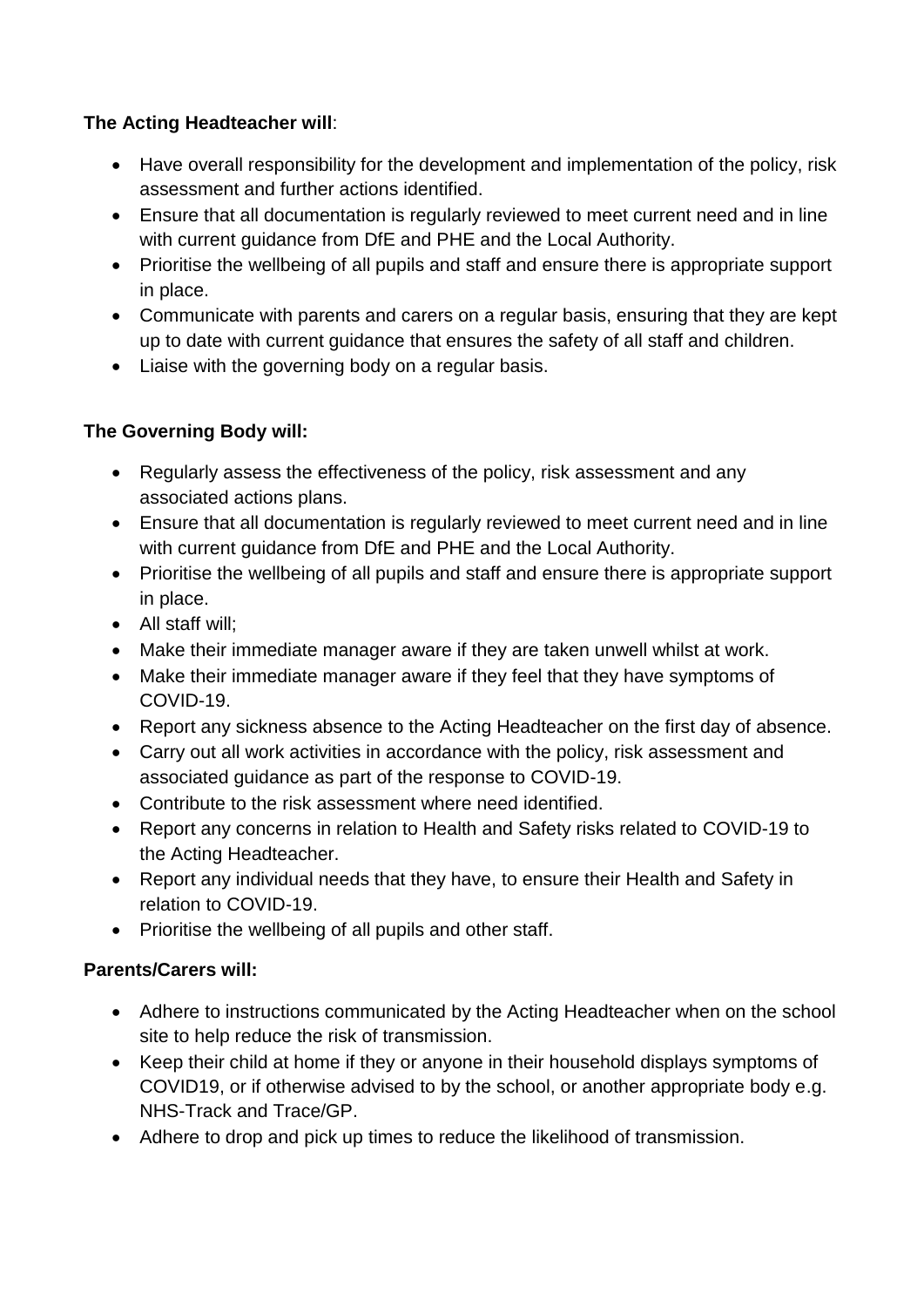**The Acting Headteacher will**:

- Have overall responsibility for the development and implementation of the policy, risk assessment and further actions identified.
- Ensure that all documentation is regularly reviewed to meet current need and in line with current guidance from DfE and PHE and the Local Authority.
- Prioritise the wellbeing of all pupils and staff and ensure there is appropriate support in place.
- Communicate with parents and carers on a regular basis, ensuring that they are kept up to date with current guidance that ensures the safety of all staff and children.
- Liaise with the governing body on a regular basis.

**The Governing Body will:**

- Regularly assess the effectiveness of the policy, risk assessment and any associated actions plans.
- Ensure that all documentation is regularly reviewed to meet current need and in line with current guidance from DfE and PHE and the Local Authority.
- Prioritise the wellbeing of all pupils and staff and ensure there is appropriate support in place.
- All staff will;
- Make their immediate manager aware if they are taken unwell whilst at work.
- Make their immediate manager aware if they feel that they have symptoms of COVID-19.
- Report any sickness absence to the Acting Headteacher on the first day of absence.
- Carry out all work activities in accordance with the policy, risk assessment and associated guidance as part of the response to COVID-19.
- Contribute to the risk assessment where need identified.
- Report any concerns in relation to Health and Safety risks related to COVID-19 to the Acting Headteacher.
- Report any individual needs that they have, to ensure their Health and Safety in relation to COVID-19.
- Prioritise the wellbeing of all pupils and other staff.

**Parents/Carers will:**

- Adhere to instructions communicated by the Acting Headteacher when on the school site to help reduce the risk of transmission.
- Keep their child at home if they or anyone in their household displays symptoms of COVID19, or if otherwise advised to by the school, or another appropriate body e.g. NHS-Track and Trace/GP.
- Adhere to drop and pick up times to reduce the likelihood of transmission.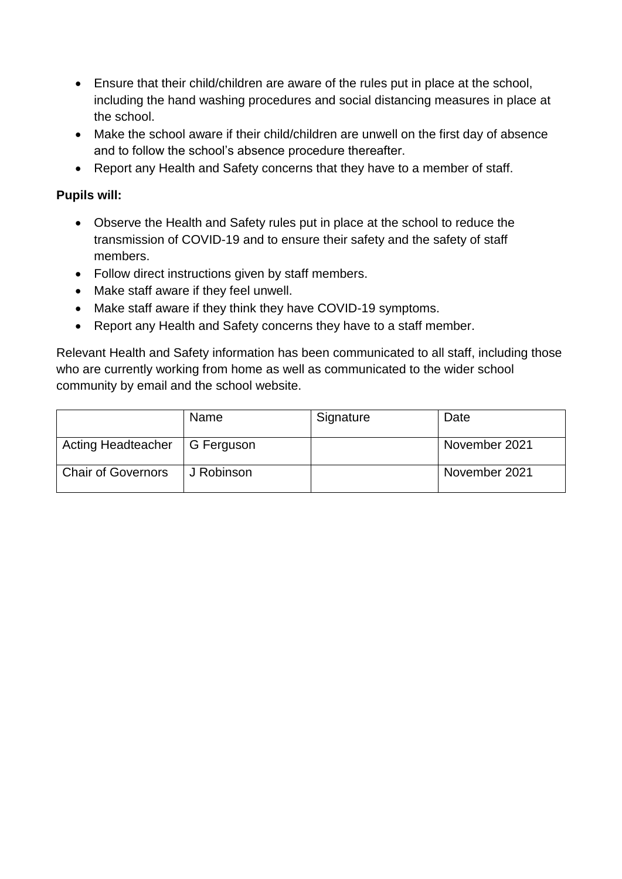- Ensure that their child/children are aware of the rules put in place at the school, including the hand washing procedures and social distancing measures in place at the school.
- Make the school aware if their child/children are unwell on the first day of absence and to follow the school's absence procedure thereafter.
- Report any Health and Safety concerns that they have to a member of staff.

**Pupils will:**

- Observe the Health and Safety rules put in place at the school to reduce the transmission of COVID-19 and to ensure their safety and the safety of staff members.
- Follow direct instructions given by staff members.
- Make staff aware if they feel unwell.
- Make staff aware if they think they have COVID-19 symptoms.
- Report any Health and Safety concerns they have to a staff member.

Relevant Health and Safety information has been communicated to all staff, including those who are currently working from home as well as communicated to the wider school community by email and the school website.

| | Name | Signature | Date |
|---|---|---|---|
| Acting Headteacher | G Ferguson | | November 2021 |
| Chair of Governors | J Robinson | | November 2021 |